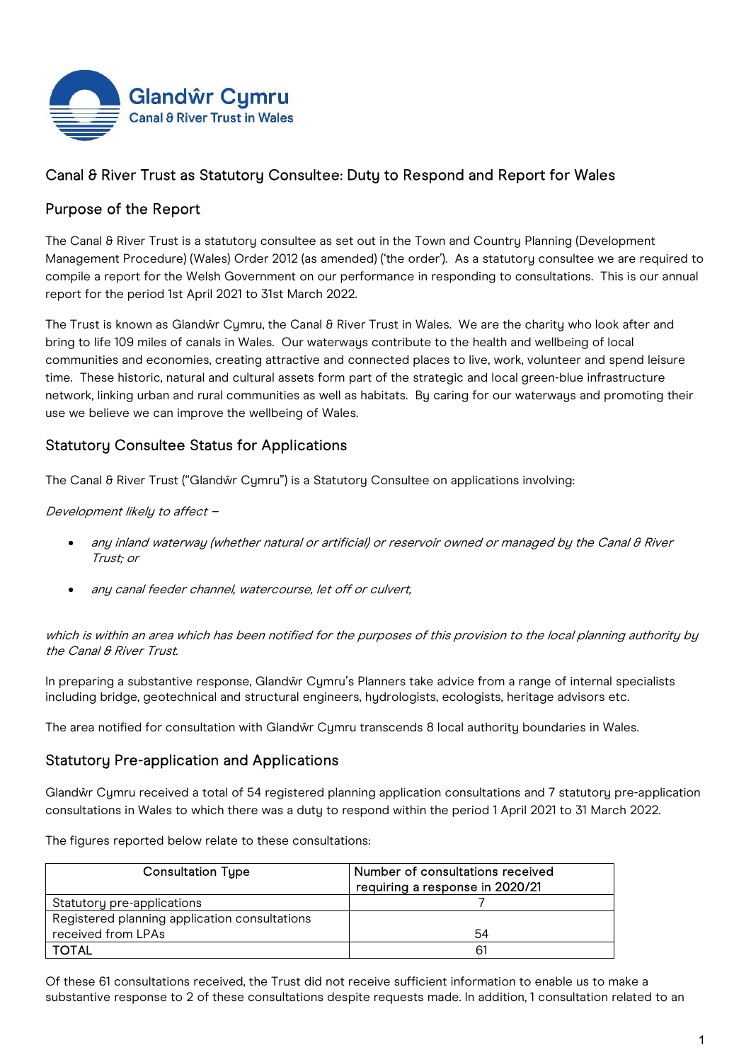Glandŵr Cymru
Canal & River Trust in Wales

# Canal & River Trust as Statutory Consultee: Duty to Respond and Report for Wales

## Purpose of the Report

The Canal & River Trust is a statutory consultee as set out in the Town and Country Planning (Development Management Procedure) (Wales) Order 2012 (as amended) ('the order'). As a statutory consultee we are required to compile a report for the Welsh Government on our performance in responding to consultations. This is our annual report for the period 1st April 2021 to 31st March 2022.

The Trust is known as Glandŵr Cymru, the Canal & River Trust in Wales. We are the charity who look after and bring to life 109 miles of canals in Wales. Our waterways contribute to the health and wellbeing of local communities and economies, creating attractive and connected places to live, work, volunteer and spend leisure time. These historic, natural and cultural assets form part of the strategic and local green-blue infrastructure network, linking urban and rural communities as well as habitats. By caring for our waterways and promoting their use we believe we can improve the wellbeing of Wales.

## Statutory Consultee Status for Applications

The Canal & River Trust ("Glandŵr Cymru") is a Statutory Consultee on applications involving:

*Development likely to affect –*

- *any inland waterway (whether natural or artificial) or reservoir owned or managed by the Canal & River Trust; or*
- *any canal feeder channel, watercourse, let off or culvert,*

*which is within an area which has been notified for the purposes of this provision to the local planning authority by the Canal & River Trust.*

In preparing a substantive response, Glandŵr Cymru's Planners take advice from a range of internal specialists including bridge, geotechnical and structural engineers, hydrologists, ecologists, heritage advisors etc.

The area notified for consultation with Glandŵr Cymru transcends 8 local authority boundaries in Wales.

## Statutory Pre-application and Applications

Glandŵr Cymru received a total of 54 registered planning application consultations and 7 statutory pre-application consultations in Wales to which there was a duty to respond within the period 1 April 2021 to 31 March 2022.

The figures reported below relate to these consultations:

| Consultation Type | Number of consultations received requiring a response in 2020/21 |
|---|---|
| Statutory pre-applications | 7 |
| Registered planning application consultations received from LPAs | 54 |
| TOTAL | 61 |

Of these 61 consultations received, the Trust did not receive sufficient information to enable us to make a substantive response to 2 of these consultations despite requests made. In addition, 1 consultation related to an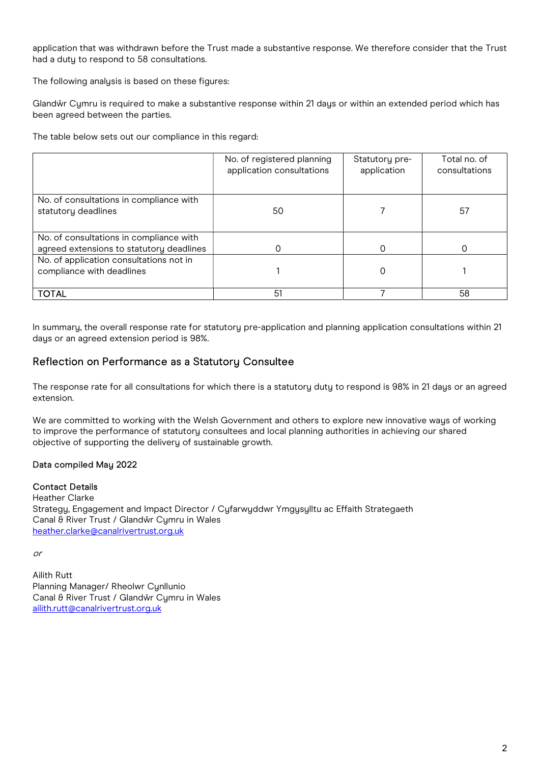application that was withdrawn before the Trust made a substantive response. We therefore consider that the Trust had a duty to respond to 58 consultations.

The following analysis is based on these figures:

Glandŵr Cymru is required to make a substantive response within 21 days or within an extended period which has been agreed between the parties.

The table below sets out our compliance in this regard:

| | No. of registered planning application consultations | Statutory pre-application | Total no. of consultations |
|---|---|---|---|
| No. of consultations in compliance with statutory deadlines | 50 | 7 | 57 |
| No. of consultations in compliance with agreed extensions to statutory deadlines | 0 | 0 | 0 |
| No. of application consultations not in compliance with deadlines | 1 | 0 | 1 |
| TOTAL | 51 | 7 | 58 |

In summary, the overall response rate for statutory pre-application and planning application consultations within 21 days or an agreed extension period is 98%.

## Reflection on Performance as a Statutory Consultee

The response rate for all consultations for which there is a statutory duty to respond is 98% in 21 days or an agreed extension.

We are committed to working with the Welsh Government and others to explore new innovative ways of working to improve the performance of statutory consultees and local planning authorities in achieving our shared objective of supporting the delivery of sustainable growth.

**Data compiled May 2022**

**Contact Details**
Heather Clarke
Strategy, Engagement and Impact Director / Cyfarwyddwr Ymgysylltu ac Effaith Strategaeth
Canal & River Trust / Glandŵr Cymru in Wales
heather.clarke@canalrivertrust.org.uk

*or*

Ailith Rutt
Planning Manager/ Rheolwr Cynllunio
Canal & River Trust / Glandŵr Cymru in Wales
ailith.rutt@canalrivertrust.org.uk